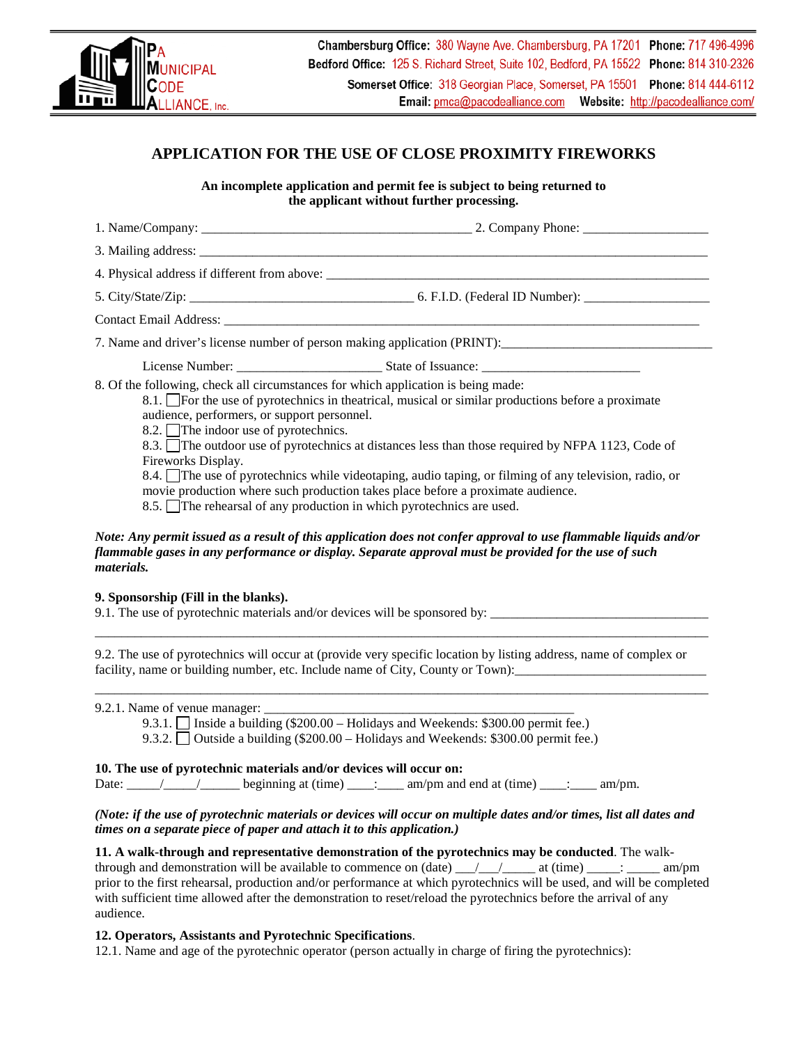PA MUNICIPAL CODE ALLIANCE, Inc.

**Chambersburg Office:** 380 Wayne Ave. Chambersburg, PA 17201 **Phone:** 717 496-4996
**Bedford Office:** 125 S. Richard Street, Suite 102, Bedford, PA 15522 **Phone:** 814 310-2326
**Somerset Office:** 318 Georgian Place, Somerset, PA 15501 **Phone:** 814 444-6112
**Email:** pmca@pacodealliance.com **Website:** http://pacodealliance.com/

# APPLICATION FOR THE USE OF CLOSE PROXIMITY FIREWORKS

**An incomplete application and permit fee is subject to being returned to the applicant without further processing.**

1. Name/Company: ________________________________________ 2. Company Phone: ___________________

3. Mailing address: ______________________________________________________________________________

4. Physical address if different from above: ____________________________________________________

5. City/State/Zip: _________________________________ 6. F.I.D. (Federal ID Number): ___________________

Contact Email Address: ___________________________________________________________________________

7. Name and driver's license number of person making application (PRINT):________________________________

License Number: ______________________ State of Issuance: ________________________

8. Of the following, check all circumstances for which application is being made:

- 8.1. ☐ For the use of pyrotechnics in theatrical, musical or similar productions before a proximate audience, performers, or support personnel.
- 8.2. ☐ The indoor use of pyrotechnics.
- 8.3. ☐ The outdoor use of pyrotechnics at distances less than those required by NFPA 1123, Code of Fireworks Display.
- 8.4. ☐ The use of pyrotechnics while videotaping, audio taping, or filming of any television, radio, or movie production where such production takes place before a proximate audience.
- 8.5. ☐ The rehearsal of any production in which pyrotechnics are used.

***Note: Any permit issued as a result of this application does not confer approval to use flammable liquids and/or flammable gases in any performance or display. Separate approval must be provided for the use of such materials.***

**9. Sponsorship (Fill in the blanks).**

9.1. The use of pyrotechnic materials and/or devices will be sponsored by: _________________________________

______________________________________________________________________________________________

9.2. The use of pyrotechnics will occur at (provide very specific location by listing address, name of complex or facility, name or building number, etc. Include name of City, County or Town):_____________________________

______________________________________________________________________________________________

9.2.1. Name of venue manager: ______________________________________________

- 9.3.1. ☐ Inside a building ($200.00 – Holidays and Weekends: $300.00 permit fee.)
- 9.3.2. ☐ Outside a building ($200.00 – Holidays and Weekends: $300.00 permit fee.)

**10. The use of pyrotechnic materials and/or devices will occur on:**

Date: _____/_____/______ beginning at (time) ____:____ am/pm and end at (time) ____:____ am/pm.

***(Note: if the use of pyrotechnic materials or devices will occur on multiple dates and/or times, list all dates and times on a separate piece of paper and attach it to this application.)***

**11. A walk-through and representative demonstration of the pyrotechnics may be conducted**. The walk-through and demonstration will be available to commence on (date) ___/___/_____ at (time) _____: _____ am/pm prior to the first rehearsal, production and/or performance at which pyrotechnics will be used, and will be completed with sufficient time allowed after the demonstration to reset/reload the pyrotechnics before the arrival of any audience.

**12. Operators, Assistants and Pyrotechnic Specifications**.

12.1. Name and age of the pyrotechnic operator (person actually in charge of firing the pyrotechnics):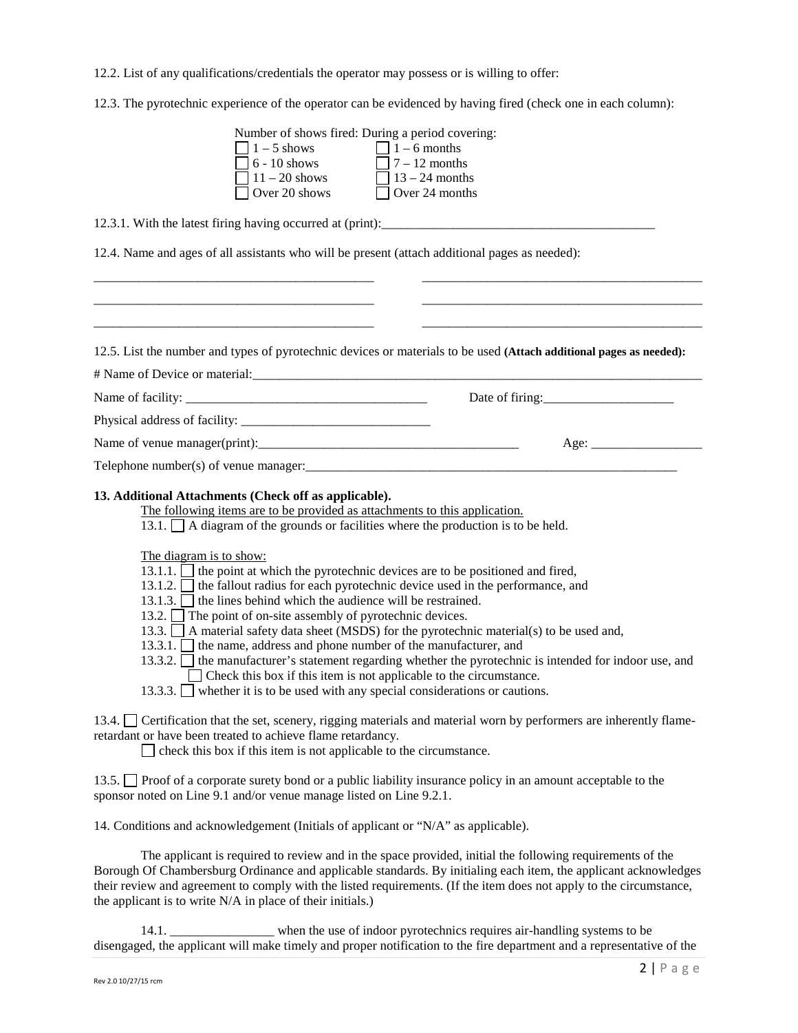12.2. List of any qualifications/credentials the operator may possess or is willing to offer:

12.3. The pyrotechnic experience of the operator can be evidenced by having fired (check one in each column):

| Number of shows fired: | During a period covering: |
|---|---|
| ☐ 1 – 5 shows | ☐ 1 – 6 months |
| ☐ 6 - 10 shows | ☐ 7 – 12 months |
| ☐ 11 – 20 shows | ☐ 13 – 24 months |
| ☐ Over 20 shows | ☐ Over 24 months |

12.3.1. With the latest firing having occurred at (print):__________________________________________

12.4. Name and ages of all assistants who will be present (attach additional pages as needed):

____________________________________________    ____________________________________________

____________________________________________    ____________________________________________

____________________________________________    ____________________________________________

12.5. List the number and types of pyrotechnic devices or materials to be used **(Attach additional pages as needed):**

# Name of Device or material:___________________________________________________________________________

Name of facility: _____________________________________    Date of firing:____________________

Physical address of facility: _____________________________

Name of venue manager(print):________________________________________    Age: _________________

Telephone number(s) of venue manager:____________________________________________________________

**13. Additional Attachments (Check off as applicable).**

The following items are to be provided as attachments to this application.

13.1. ☐ A diagram of the grounds or facilities where the production is to be held.

The diagram is to show:

13.1.1. ☐ the point at which the pyrotechnic devices are to be positioned and fired,

13.1.2. ☐ the fallout radius for each pyrotechnic device used in the performance, and

13.1.3. ☐ the lines behind which the audience will be restrained.

13.2. ☐ The point of on-site assembly of pyrotechnic devices.

13.3. ☐ A material safety data sheet (MSDS) for the pyrotechnic material(s) to be used and,

13.3.1. ☐ the name, address and phone number of the manufacturer, and

13.3.2. ☐ the manufacturer's statement regarding whether the pyrotechnic is intended for indoor use, and

☐ Check this box if this item is not applicable to the circumstance.

13.3.3. ☐ whether it is to be used with any special considerations or cautions.

13.4. ☐ Certification that the set, scenery, rigging materials and material worn by performers are inherently flame-retardant or have been treated to achieve flame retardancy.

☐ check this box if this item is not applicable to the circumstance.

13.5. ☐ Proof of a corporate surety bond or a public liability insurance policy in an amount acceptable to the sponsor noted on Line 9.1 and/or venue manage listed on Line 9.2.1.

14. Conditions and acknowledgement (Initials of applicant or "N/A" as applicable).

The applicant is required to review and in the space provided, initial the following requirements of the Borough Of Chambersburg Ordinance and applicable standards. By initialing each item, the applicant acknowledges their review and agreement to comply with the listed requirements. (If the item does not apply to the circumstance, the applicant is to write N/A in place of their initials.)

14.1. ________________ when the use of indoor pyrotechnics requires air-handling systems to be disengaged, the applicant will make timely and proper notification to the fire department and a representative of the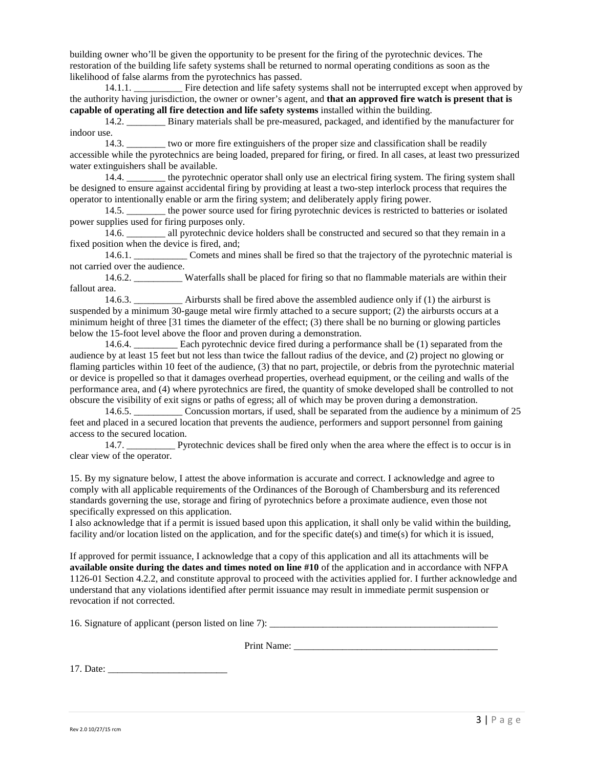building owner who'll be given the opportunity to be present for the firing of the pyrotechnic devices. The restoration of the building life safety systems shall be returned to normal operating conditions as soon as the likelihood of false alarms from the pyrotechnics has passed.

14.1.1. __________ Fire detection and life safety systems shall not be interrupted except when approved by the authority having jurisdiction, the owner or owner's agent, and **that an approved fire watch is present that is capable of operating all fire detection and life safety systems** installed within the building.

14.2. ________ Binary materials shall be pre-measured, packaged, and identified by the manufacturer for indoor use.

14.3. ________ two or more fire extinguishers of the proper size and classification shall be readily accessible while the pyrotechnics are being loaded, prepared for firing, or fired. In all cases, at least two pressurized water extinguishers shall be available.

14.4. ________ the pyrotechnic operator shall only use an electrical firing system. The firing system shall be designed to ensure against accidental firing by providing at least a two-step interlock process that requires the operator to intentionally enable or arm the firing system; and deliberately apply firing power.

14.5. ________ the power source used for firing pyrotechnic devices is restricted to batteries or isolated power supplies used for firing purposes only.

14.6. ________ all pyrotechnic device holders shall be constructed and secured so that they remain in a fixed position when the device is fired, and;

14.6.1. ___________ Comets and mines shall be fired so that the trajectory of the pyrotechnic material is not carried over the audience.

14.6.2. __________ Waterfalls shall be placed for firing so that no flammable materials are within their fallout area.

14.6.3. __________ Airbursts shall be fired above the assembled audience only if (1) the airburst is suspended by a minimum 30-gauge metal wire firmly attached to a secure support; (2) the airbursts occurs at a minimum height of three [31 times the diameter of the effect; (3) there shall be no burning or glowing particles below the 15-foot level above the floor and proven during a demonstration.

14.6.4. _________ Each pyrotechnic device fired during a performance shall be (1) separated from the audience by at least 15 feet but not less than twice the fallout radius of the device, and (2) project no glowing or flaming particles within 10 feet of the audience, (3) that no part, projectile, or debris from the pyrotechnic material or device is propelled so that it damages overhead properties, overhead equipment, or the ceiling and walls of the performance area, and (4) where pyrotechnics are fired, the quantity of smoke developed shall be controlled to not obscure the visibility of exit signs or paths of egress; all of which may be proven during a demonstration.

14.6.5. __________ Concussion mortars, if used, shall be separated from the audience by a minimum of 25 feet and placed in a secured location that prevents the audience, performers and support personnel from gaining access to the secured location.

14.7. __________ Pyrotechnic devices shall be fired only when the area where the effect is to occur is in clear view of the operator.

15. By my signature below, I attest the above information is accurate and correct. I acknowledge and agree to comply with all applicable requirements of the Ordinances of the Borough of Chambersburg and its referenced standards governing the use, storage and firing of pyrotechnics before a proximate audience, even those not specifically expressed on this application.
I also acknowledge that if a permit is issued based upon this application, it shall only be valid within the building, facility and/or location listed on the application, and for the specific date(s) and time(s) for which it is issued,

If approved for permit issuance, I acknowledge that a copy of this application and all its attachments will be **available onsite during the dates and times noted on line #10** of the application and in accordance with NFPA 1126-01 Section 4.2.2, and constitute approval to proceed with the activities applied for. I further acknowledge and understand that any violations identified after permit issuance may result in immediate permit suspension or revocation if not corrected.

16. Signature of applicant (person listed on line 7): ________________________________________________

Print Name: __________________________________________

17. Date: _________________________

Rev 2.0 10/27/15 rcm